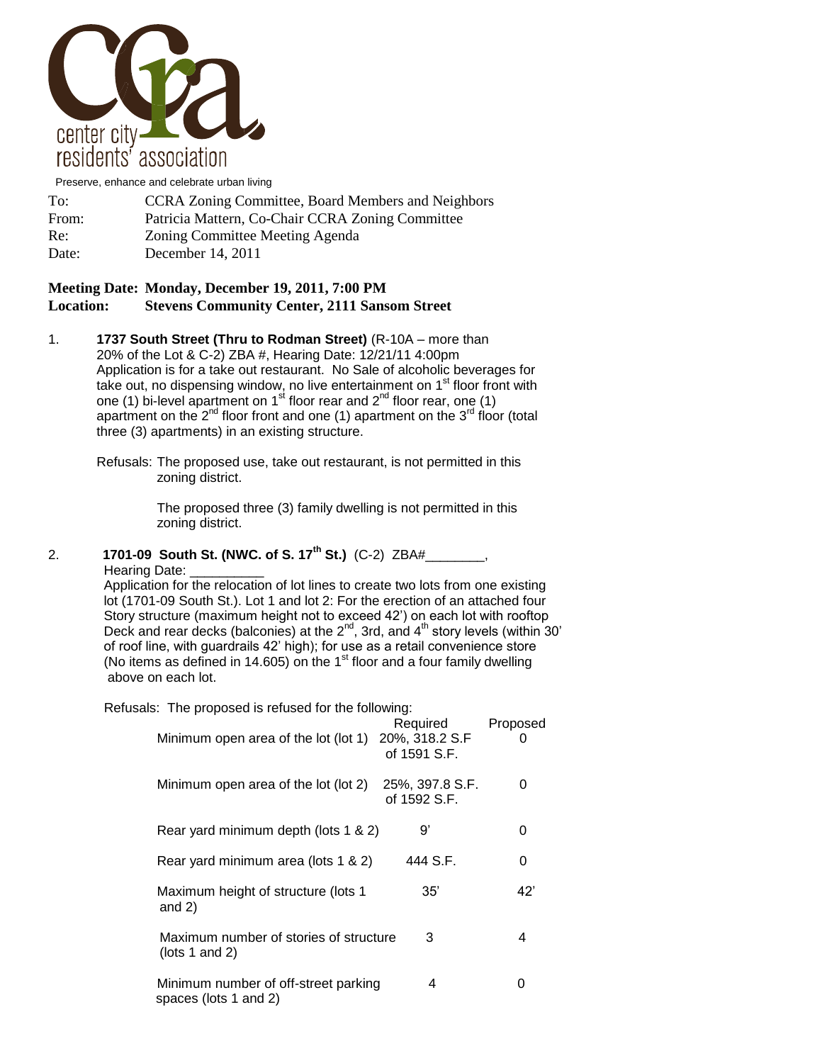center city residents' association

Preserve, enhance and celebrate urban living

| | |
|---|---|
| To: | CCRA Zoning Committee, Board Members and Neighbors |
| From: | Patricia Mattern, Co-Chair CCRA Zoning Committee |
| Re: | Zoning Committee Meeting Agenda |
| Date: | December 14, 2011 |

**Meeting Date: Monday, December 19, 2011, 7:00 PM**
**Location: Stevens Community Center, 2111 Sansom Street**

1. **1737 South Street (Thru to Rodman Street)** (R-10A – more than 20% of the Lot & C-2) ZBA #, Hearing Date: 12/21/11 4:00pm
   Application is for a take out restaurant. No Sale of alcoholic beverages for take out, no dispensing window, no live entertainment on 1st floor front with one (1) bi-level apartment on 1st floor rear and 2nd floor rear, one (1) apartment on the 2nd floor front and one (1) apartment on the 3rd floor (total three (3) apartments) in an existing structure.

   Refusals: The proposed use, take out restaurant, is not permitted in this zoning district.

   The proposed three (3) family dwelling is not permitted in this zoning district.

2. **1701-09 South St. (NWC. of S. 17th St.)** (C-2) ZBA#________, Hearing Date: __________
   Application for the relocation of lot lines to create two lots from one existing lot (1701-09 South St.). Lot 1 and lot 2: For the erection of an attached four Story structure (maximum height not to exceed 42') on each lot with rooftop Deck and rear decks (balconies) at the 2nd, 3rd, and 4th story levels (within 30' of roof line, with guardrails 42' high); for use as a retail convenience store (No items as defined in 14.605) on the 1st floor and a four family dwelling above on each lot.

   Refusals: The proposed is refused for the following:

| | Required | Proposed |
|---|---|---|
| Minimum open area of the lot (lot 1) | 20%, 318.2 S.F of 1591 S.F. | 0 |
| Minimum open area of the lot (lot 2) | 25%, 397.8 S.F. of 1592 S.F. | 0 |
| Rear yard minimum depth (lots 1 & 2) | 9' | 0 |
| Rear yard minimum area (lots 1 & 2) | 444 S.F. | 0 |
| Maximum height of structure (lots 1 and 2) | 35' | 42' |
| Maximum number of stories of structure (lots 1 and 2) | 3 | 4 |
| Minimum number of off-street parking spaces (lots 1 and 2) | 4 | 0 |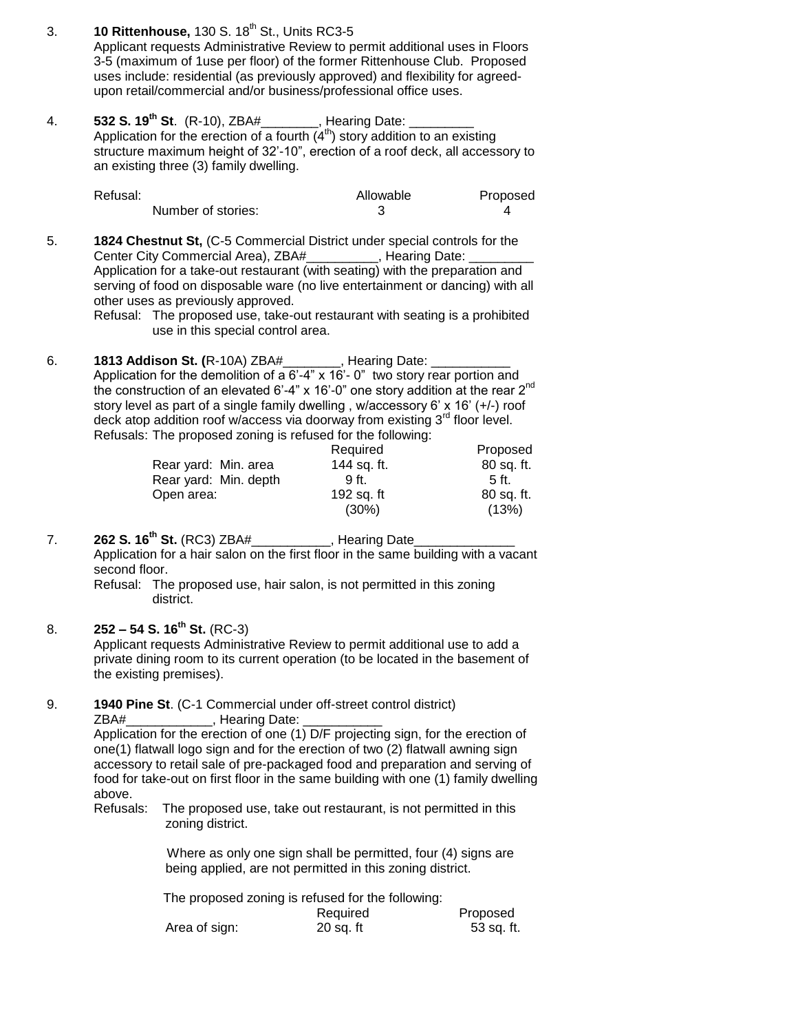3. **10 Rittenhouse,** 130 S. 18th St., Units RC3-5
   Applicant requests Administrative Review to permit additional uses in Floors 3-5 (maximum of 1use per floor) of the former Rittenhouse Club. Proposed uses include: residential (as previously approved) and flexibility for agreed-upon retail/commercial and/or business/professional office uses.

4. **532 S. 19th St**. (R-10), ZBA#________, Hearing Date: _________
   Application for the erection of a fourth (4th) story addition to an existing structure maximum height of 32'-10", erection of a roof deck, all accessory to an existing three (3) family dwelling.

| Refusal: | Allowable | Proposed |
|---|---|---|
| Number of stories: | 3 | 4 |

5. **1824 Chestnut St,** (C-5 Commercial District under special controls for the Center City Commercial Area), ZBA#__________, Hearing Date: _________
   Application for a take-out restaurant (with seating) with the preparation and serving of food on disposable ware (no live entertainment or dancing) with all other uses as previously approved.
   Refusal: The proposed use, take-out restaurant with seating is a prohibited use in this special control area.

6. **1813 Addison St. (**R-10A) ZBA#________, Hearing Date: ___________
   Application for the demolition of a 6'-4" x 16'- 0" two story rear portion and the construction of an elevated 6'-4" x 16'-0" one story addition at the rear 2nd story level as part of a single family dwelling , w/accessory 6' x 16' (+/-) roof deck atop addition roof w/access via doorway from existing 3rd floor level.
   Refusals: The proposed zoning is refused for the following:

| | Required | Proposed |
|---|---|---|
| Rear yard: Min. area | 144 sq. ft. | 80 sq. ft. |
| Rear yard: Min. depth | 9 ft. | 5 ft. |
| Open area: | 192 sq. ft (30%) | 80 sq. ft. (13%) |

7. **262 S. 16th St.** (RC3) ZBA#___________, Hearing Date______________
   Application for a hair salon on the first floor in the same building with a vacant second floor.
   Refusal: The proposed use, hair salon, is not permitted in this zoning district.

8. **252 – 54 S. 16th St.** (RC-3)
   Applicant requests Administrative Review to permit additional use to add a private dining room to its current operation (to be located in the basement of the existing premises).

9. **1940 Pine St**. (C-1 Commercial under off-street control district) ZBA#____________, Hearing Date: ___________
   Application for the erection of one (1) D/F projecting sign, for the erection of one(1) flatwall logo sign and for the erection of two (2) flatwall awning sign accessory to retail sale of pre-packaged food and preparation and serving of food for take-out on first floor in the same building with one (1) family dwelling above.
   Refusals: The proposed use, take out restaurant, is not permitted in this zoning district.

   Where as only one sign shall be permitted, four (4) signs are being applied, are not permitted in this zoning district.

   The proposed zoning is refused for the following:

| | Required | Proposed |
|---|---|---|
| Area of sign: | 20 sq. ft | 53 sq. ft. |